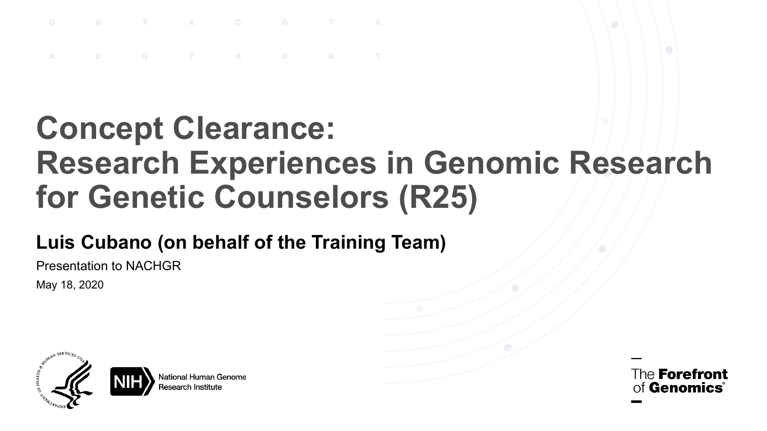# Concept Clearance: Research Experiences in Genomic Research for Genetic Counselors (R25)

**Luis Cubano (on behalf of the Training Team)**

Presentation to NACHGR

May 18, 2020

National Human Genome Research Institute

The Forefront of Genomics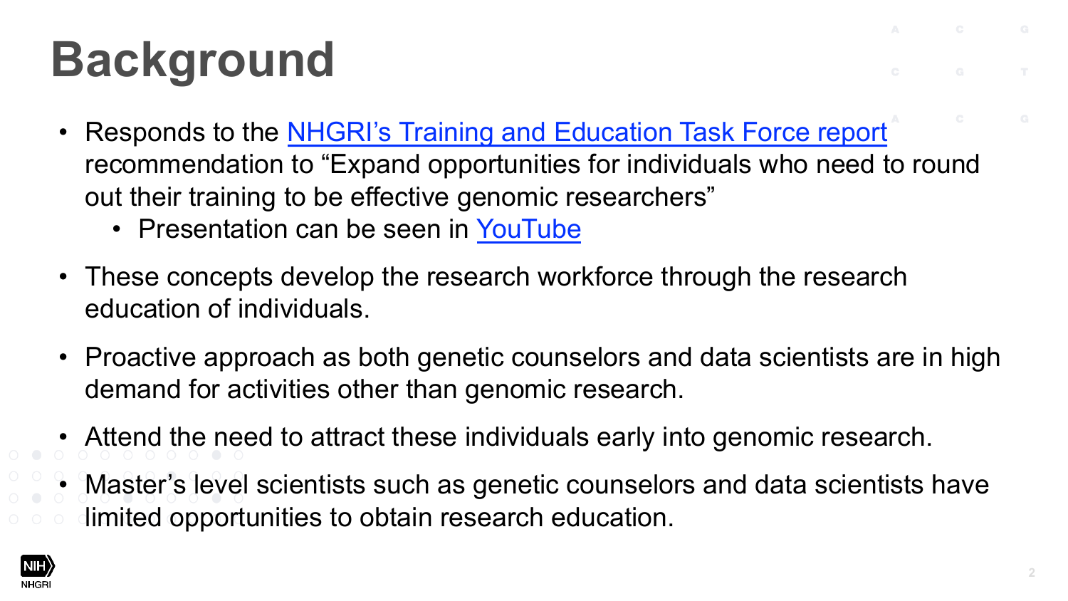# Background

- Responds to the NHGRI's Training and Education Task Force report recommendation to "Expand opportunities for individuals who need to round out their training to be effective genomic researchers"
  - Presentation can be seen in YouTube
- These concepts develop the research workforce through the research education of individuals.
- Proactive approach as both genetic counselors and data scientists are in high demand for activities other than genomic research.
- Attend the need to attract these individuals early into genomic research.
- Master's level scientists such as genetic counselors and data scientists have limited opportunities to obtain research education.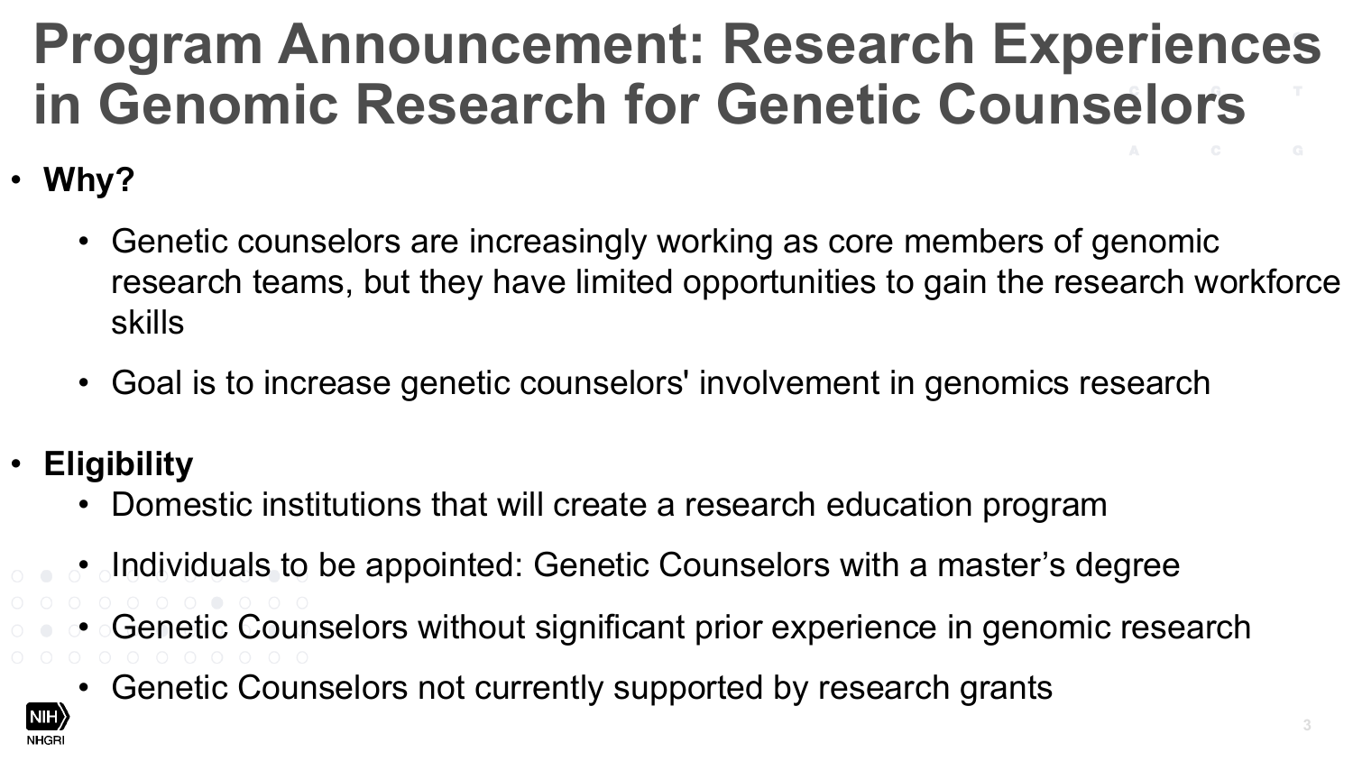# Program Announcement: Research Experiences in Genomic Research for Genetic Counselors

- **Why?**
  - Genetic counselors are increasingly working as core members of genomic research teams, but they have limited opportunities to gain the research workforce skills
  - Goal is to increase genetic counselors' involvement in genomics research

- **Eligibility**
  - Domestic institutions that will create a research education program
  - Individuals to be appointed: Genetic Counselors with a master's degree
  - Genetic Counselors without significant prior experience in genomic research
  - Genetic Counselors not currently supported by research grants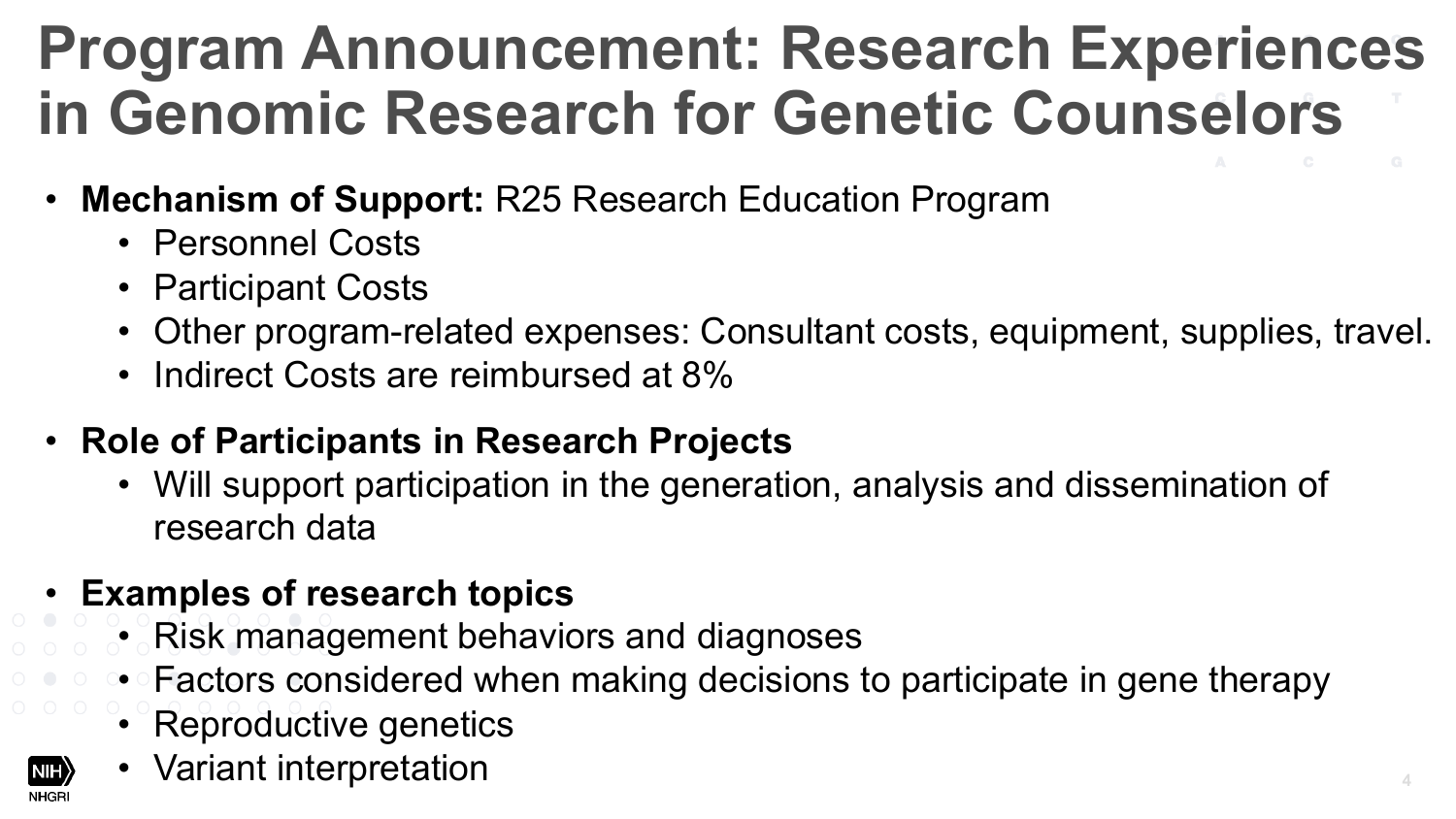# Program Announcement: Research Experiences in Genomic Research for Genetic Counselors

- **Mechanism of Support:** R25 Research Education Program
  - Personnel Costs
  - Participant Costs
  - Other program-related expenses: Consultant costs, equipment, supplies, travel.
  - Indirect Costs are reimbursed at 8%
- **Role of Participants in Research Projects**
  - Will support participation in the generation, analysis and dissemination of research data
- **Examples of research topics**
  - Risk management behaviors and diagnoses
  - Factors considered when making decisions to participate in gene therapy
  - Reproductive genetics
  - Variant interpretation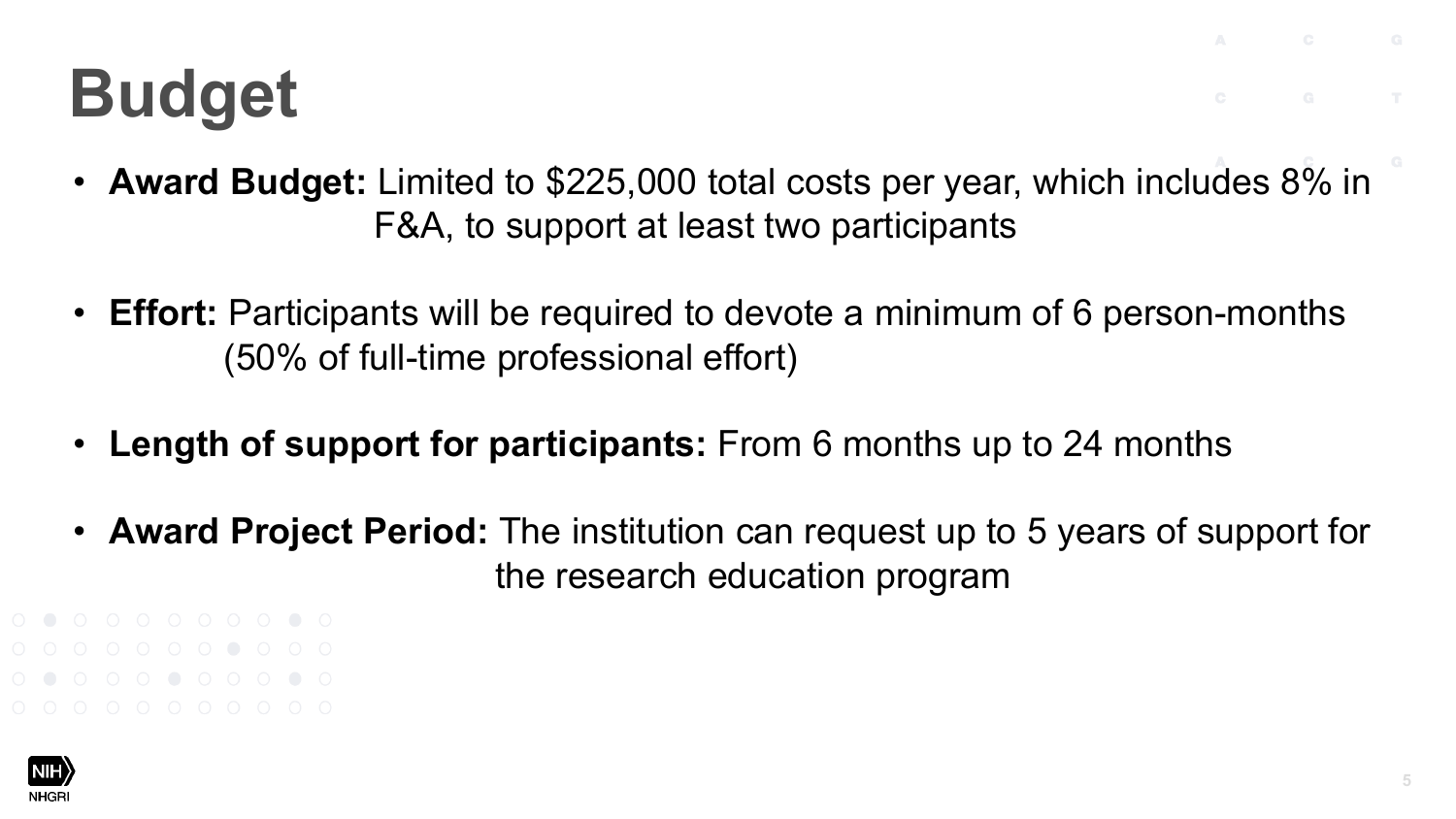# Budget

- **Award Budget:** Limited to $225,000 total costs per year, which includes 8% in F&A, to support at least two participants
- **Effort:** Participants will be required to devote a minimum of 6 person-months (50% of full-time professional effort)
- **Length of support for participants:** From 6 months up to 24 months
- **Award Project Period:** The institution can request up to 5 years of support for the research education program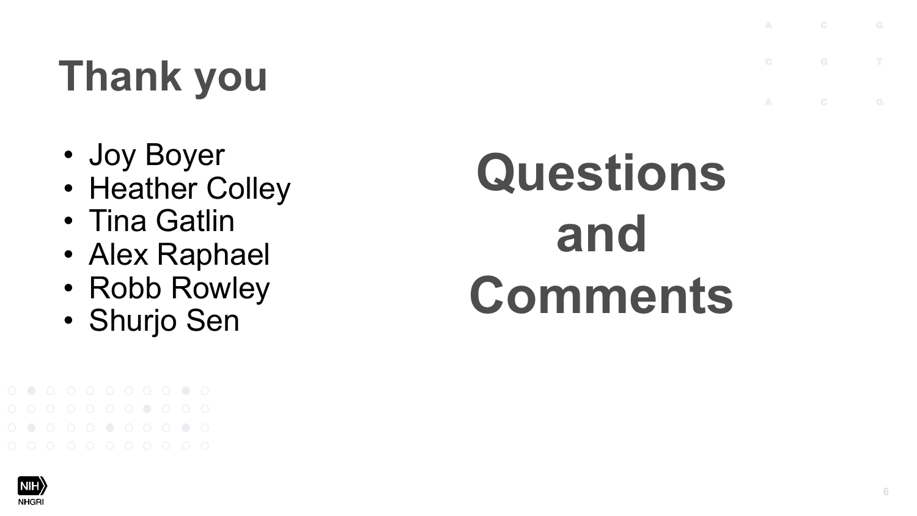# Thank you

- Joy Boyer
- Heather Colley
- Tina Gatlin
- Alex Raphael
- Robb Rowley
- Shurjo Sen

**Questions and Comments**